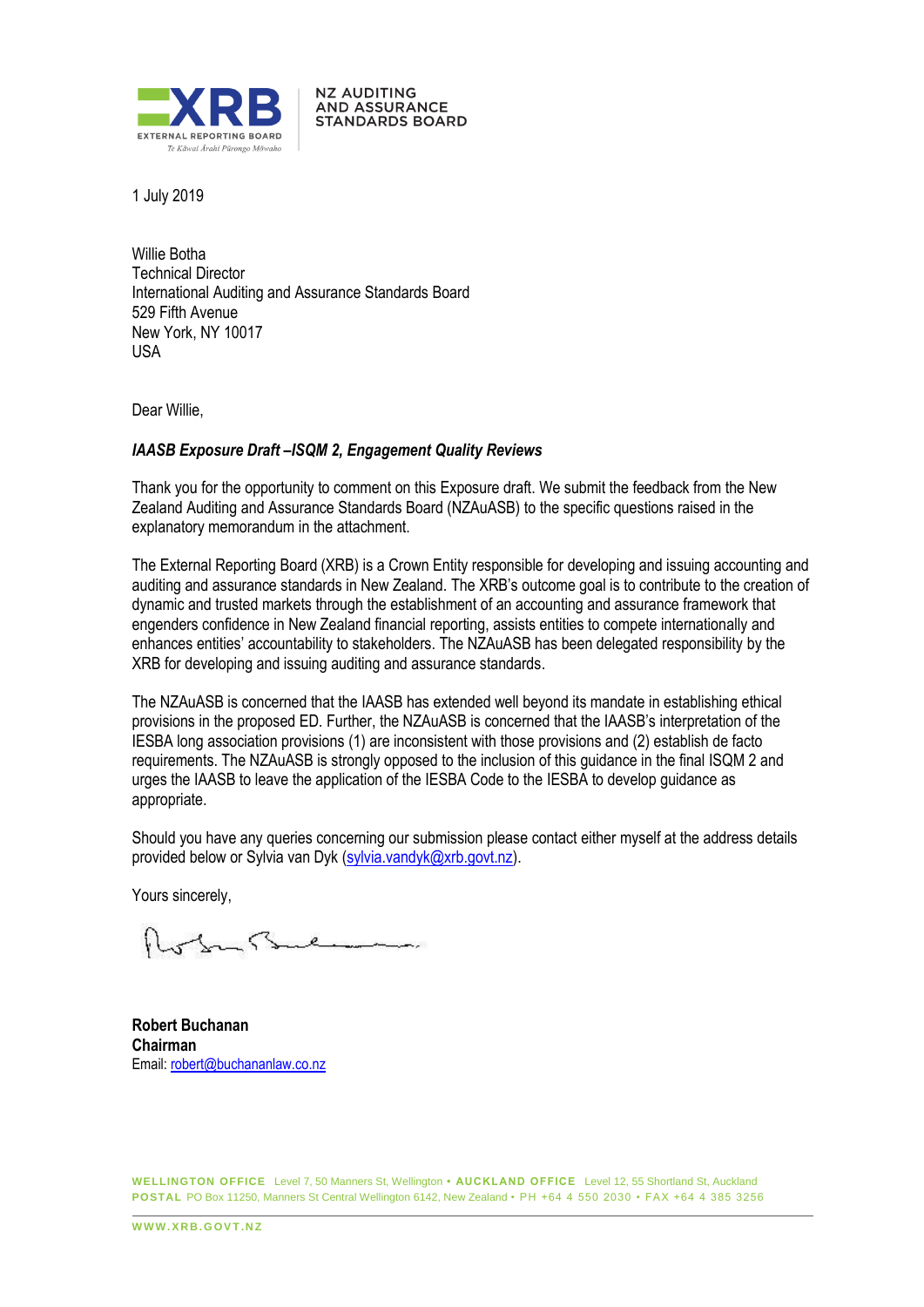NZ AUDITING AND ASSURANCE STANDARDS BOARD

1 July 2019

Willie Botha
Technical Director
International Auditing and Assurance Standards Board
529 Fifth Avenue
New York, NY 10017
USA

Dear Willie,

***IAASB Exposure Draft –ISQM 2, Engagement Quality Reviews***

Thank you for the opportunity to comment on this Exposure draft. We submit the feedback from the New Zealand Auditing and Assurance Standards Board (NZAuASB) to the specific questions raised in the explanatory memorandum in the attachment.

The External Reporting Board (XRB) is a Crown Entity responsible for developing and issuing accounting and auditing and assurance standards in New Zealand. The XRB's outcome goal is to contribute to the creation of dynamic and trusted markets through the establishment of an accounting and assurance framework that engenders confidence in New Zealand financial reporting, assists entities to compete internationally and enhances entities' accountability to stakeholders. The NZAuASB has been delegated responsibility by the XRB for developing and issuing auditing and assurance standards.

The NZAuASB is concerned that the IAASB has extended well beyond its mandate in establishing ethical provisions in the proposed ED. Further, the NZAuASB is concerned that the IAASB's interpretation of the IESBA long association provisions (1) are inconsistent with those provisions and (2) establish de facto requirements. The NZAuASB is strongly opposed to the inclusion of this guidance in the final ISQM 2 and urges the IAASB to leave the application of the IESBA Code to the IESBA to develop guidance as appropriate.

Should you have any queries concerning our submission please contact either myself at the address details provided below or Sylvia van Dyk (sylvia.vandyk@xrb.govt.nz).

Yours sincerely,

**Robert Buchanan**
**Chairman**
Email: robert@buchananlaw.co.nz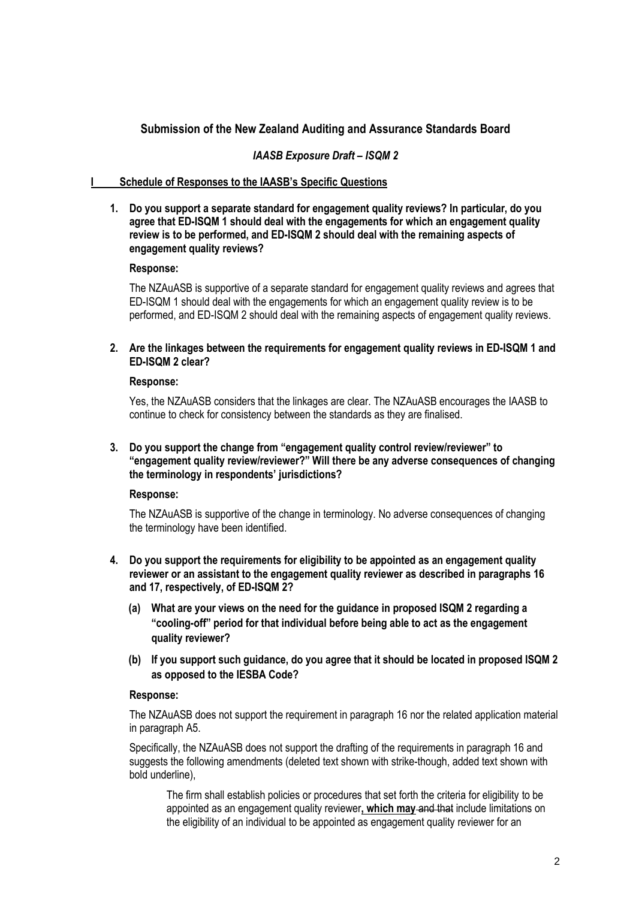## Submission of the New Zealand Auditing and Assurance Standards Board

### *IAASB Exposure Draft – ISQM 2*

**I Schedule of Responses to the IAASB's Specific Questions**

**1. Do you support a separate standard for engagement quality reviews? In particular, do you agree that ED-ISQM 1 should deal with the engagements for which an engagement quality review is to be performed, and ED-ISQM 2 should deal with the remaining aspects of engagement quality reviews?**

**Response:**

The NZAuASB is supportive of a separate standard for engagement quality reviews and agrees that ED-ISQM 1 should deal with the engagements for which an engagement quality review is to be performed, and ED-ISQM 2 should deal with the remaining aspects of engagement quality reviews.

**2. Are the linkages between the requirements for engagement quality reviews in ED-ISQM 1 and ED-ISQM 2 clear?**

**Response:**

Yes, the NZAuASB considers that the linkages are clear. The NZAuASB encourages the IAASB to continue to check for consistency between the standards as they are finalised.

**3. Do you support the change from "engagement quality control review/reviewer" to "engagement quality review/reviewer?" Will there be any adverse consequences of changing the terminology in respondents' jurisdictions?**

**Response:**

The NZAuASB is supportive of the change in terminology. No adverse consequences of changing the terminology have been identified.

**4. Do you support the requirements for eligibility to be appointed as an engagement quality reviewer or an assistant to the engagement quality reviewer as described in paragraphs 16 and 17, respectively, of ED-ISQM 2?**

**(a) What are your views on the need for the guidance in proposed ISQM 2 regarding a "cooling-off" period for that individual before being able to act as the engagement quality reviewer?**

**(b) If you support such guidance, do you agree that it should be located in proposed ISQM 2 as opposed to the IESBA Code?**

**Response:**

The NZAuASB does not support the requirement in paragraph 16 nor the related application material in paragraph A5.

Specifically, the NZAuASB does not support the drafting of the requirements in paragraph 16 and suggests the following amendments (deleted text shown with strike-though, added text shown with bold underline),

> The firm shall establish policies or procedures that set forth the criteria for eligibility to be appointed as an engagement quality reviewer**, which may** ~~and that~~ include limitations on the eligibility of an individual to be appointed as engagement quality reviewer for an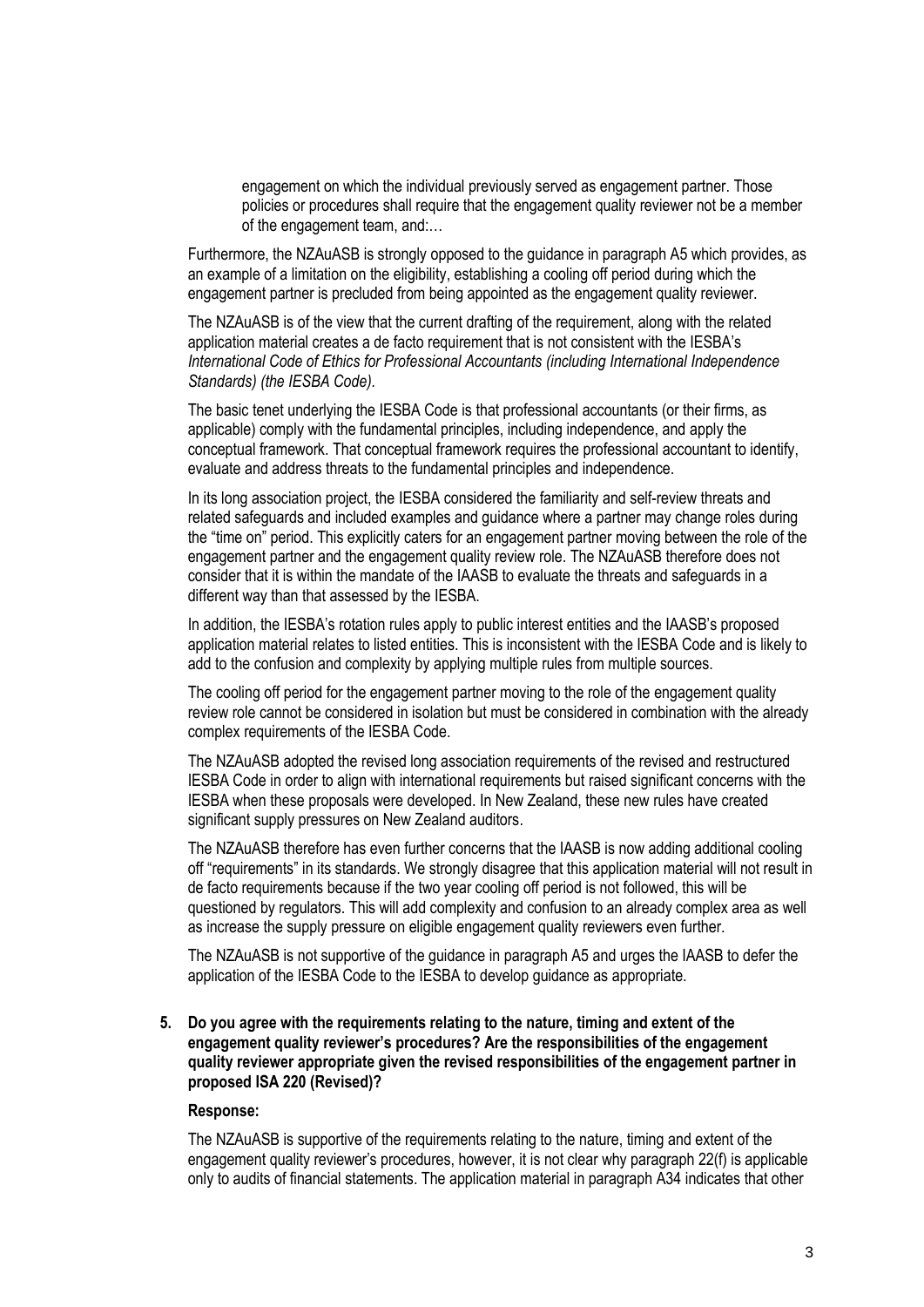> engagement on which the individual previously served as engagement partner. Those policies or procedures shall require that the engagement quality reviewer not be a member of the engagement team, and:…

Furthermore, the NZAuASB is strongly opposed to the guidance in paragraph A5 which provides, as an example of a limitation on the eligibility, establishing a cooling off period during which the engagement partner is precluded from being appointed as the engagement quality reviewer.

The NZAuASB is of the view that the current drafting of the requirement, along with the related application material creates a de facto requirement that is not consistent with the IESBA's *International Code of Ethics for Professional Accountants (including International Independence Standards) (the IESBA Code).*

The basic tenet underlying the IESBA Code is that professional accountants (or their firms, as applicable) comply with the fundamental principles, including independence, and apply the conceptual framework. That conceptual framework requires the professional accountant to identify, evaluate and address threats to the fundamental principles and independence.

In its long association project, the IESBA considered the familiarity and self-review threats and related safeguards and included examples and guidance where a partner may change roles during the "time on" period. This explicitly caters for an engagement partner moving between the role of the engagement partner and the engagement quality review role. The NZAuASB therefore does not consider that it is within the mandate of the IAASB to evaluate the threats and safeguards in a different way than that assessed by the IESBA.

In addition, the IESBA's rotation rules apply to public interest entities and the IAASB's proposed application material relates to listed entities. This is inconsistent with the IESBA Code and is likely to add to the confusion and complexity by applying multiple rules from multiple sources.

The cooling off period for the engagement partner moving to the role of the engagement quality review role cannot be considered in isolation but must be considered in combination with the already complex requirements of the IESBA Code.

The NZAuASB adopted the revised long association requirements of the revised and restructured IESBA Code in order to align with international requirements but raised significant concerns with the IESBA when these proposals were developed. In New Zealand, these new rules have created significant supply pressures on New Zealand auditors.

The NZAuASB therefore has even further concerns that the IAASB is now adding additional cooling off "requirements" in its standards. We strongly disagree that this application material will not result in de facto requirements because if the two year cooling off period is not followed, this will be questioned by regulators. This will add complexity and confusion to an already complex area as well as increase the supply pressure on eligible engagement quality reviewers even further.

The NZAuASB is not supportive of the guidance in paragraph A5 and urges the IAASB to defer the application of the IESBA Code to the IESBA to develop guidance as appropriate.

**5. Do you agree with the requirements relating to the nature, timing and extent of the engagement quality reviewer's procedures? Are the responsibilities of the engagement quality reviewer appropriate given the revised responsibilities of the engagement partner in proposed ISA 220 (Revised)?**

**Response:**

The NZAuASB is supportive of the requirements relating to the nature, timing and extent of the engagement quality reviewer's procedures, however, it is not clear why paragraph 22(f) is applicable only to audits of financial statements. The application material in paragraph A34 indicates that other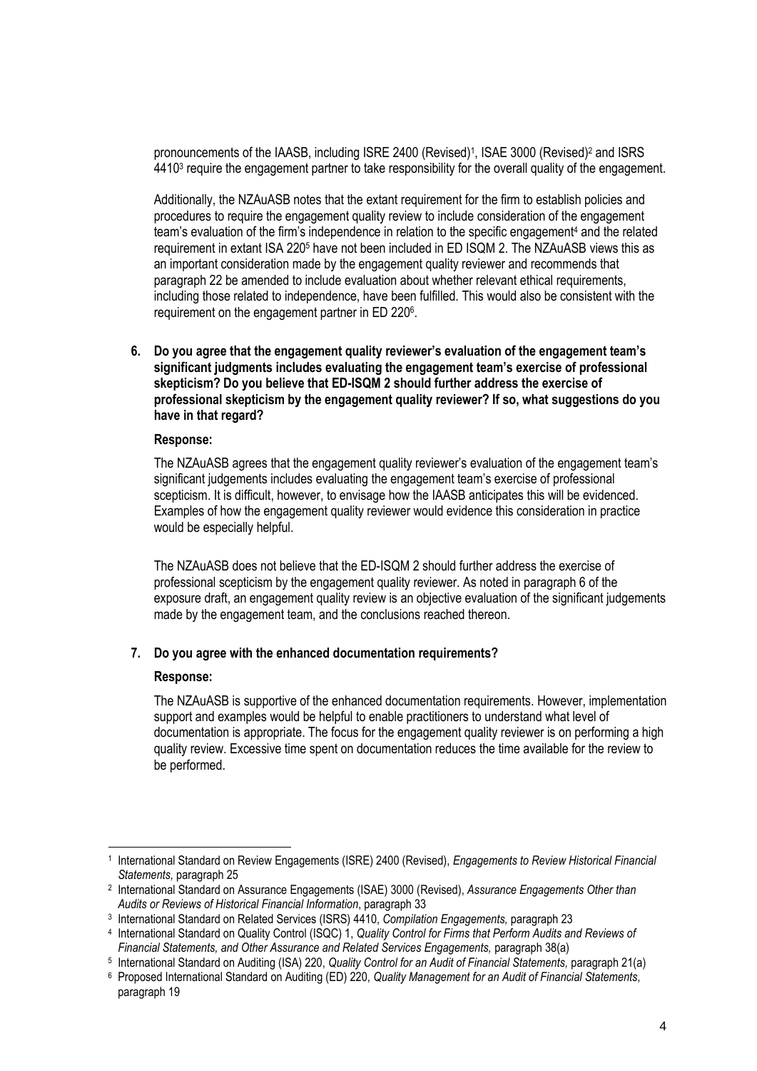pronouncements of the IAASB, including ISRE 2400 (Revised)[1], ISAE 3000 (Revised)[2] and ISRS 4410[3] require the engagement partner to take responsibility for the overall quality of the engagement.

Additionally, the NZAuASB notes that the extant requirement for the firm to establish policies and procedures to require the engagement quality review to include consideration of the engagement team's evaluation of the firm's independence in relation to the specific engagement[4] and the related requirement in extant ISA 220[5] have not been included in ED ISQM 2. The NZAuASB views this as an important consideration made by the engagement quality reviewer and recommends that paragraph 22 be amended to include evaluation about whether relevant ethical requirements, including those related to independence, have been fulfilled. This would also be consistent with the requirement on the engagement partner in ED 220[6].

**6. Do you agree that the engagement quality reviewer's evaluation of the engagement team's significant judgments includes evaluating the engagement team's exercise of professional skepticism? Do you believe that ED-ISQM 2 should further address the exercise of professional skepticism by the engagement quality reviewer? If so, what suggestions do you have in that regard?**

**Response:**

The NZAuASB agrees that the engagement quality reviewer's evaluation of the engagement team's significant judgements includes evaluating the engagement team's exercise of professional scepticism. It is difficult, however, to envisage how the IAASB anticipates this will be evidenced. Examples of how the engagement quality reviewer would evidence this consideration in practice would be especially helpful.

The NZAuASB does not believe that the ED-ISQM 2 should further address the exercise of professional scepticism by the engagement quality reviewer. As noted in paragraph 6 of the exposure draft, an engagement quality review is an objective evaluation of the significant judgements made by the engagement team, and the conclusions reached thereon.

**7. Do you agree with the enhanced documentation requirements?**

**Response:**

The NZAuASB is supportive of the enhanced documentation requirements. However, implementation support and examples would be helpful to enable practitioners to understand what level of documentation is appropriate. The focus for the engagement quality reviewer is on performing a high quality review. Excessive time spent on documentation reduces the time available for the review to be performed.

---

[1] International Standard on Review Engagements (ISRE) 2400 (Revised), *Engagements to Review Historical Financial Statements,* paragraph 25

[2] International Standard on Assurance Engagements (ISAE) 3000 (Revised), *Assurance Engagements Other than Audits or Reviews of Historical Financial Information*, paragraph 33

[3] International Standard on Related Services (ISRS) 4410, *Compilation Engagements,* paragraph 23

[4] International Standard on Quality Control (ISQC) 1, *Quality Control for Firms that Perform Audits and Reviews of Financial Statements, and Other Assurance and Related Services Engagements,* paragraph 38(a)

[5] International Standard on Auditing (ISA) 220, *Quality Control for an Audit of Financial Statements,* paragraph 21(a)

[6] Proposed International Standard on Auditing (ED) 220, *Quality Management for an Audit of Financial Statements,* paragraph 19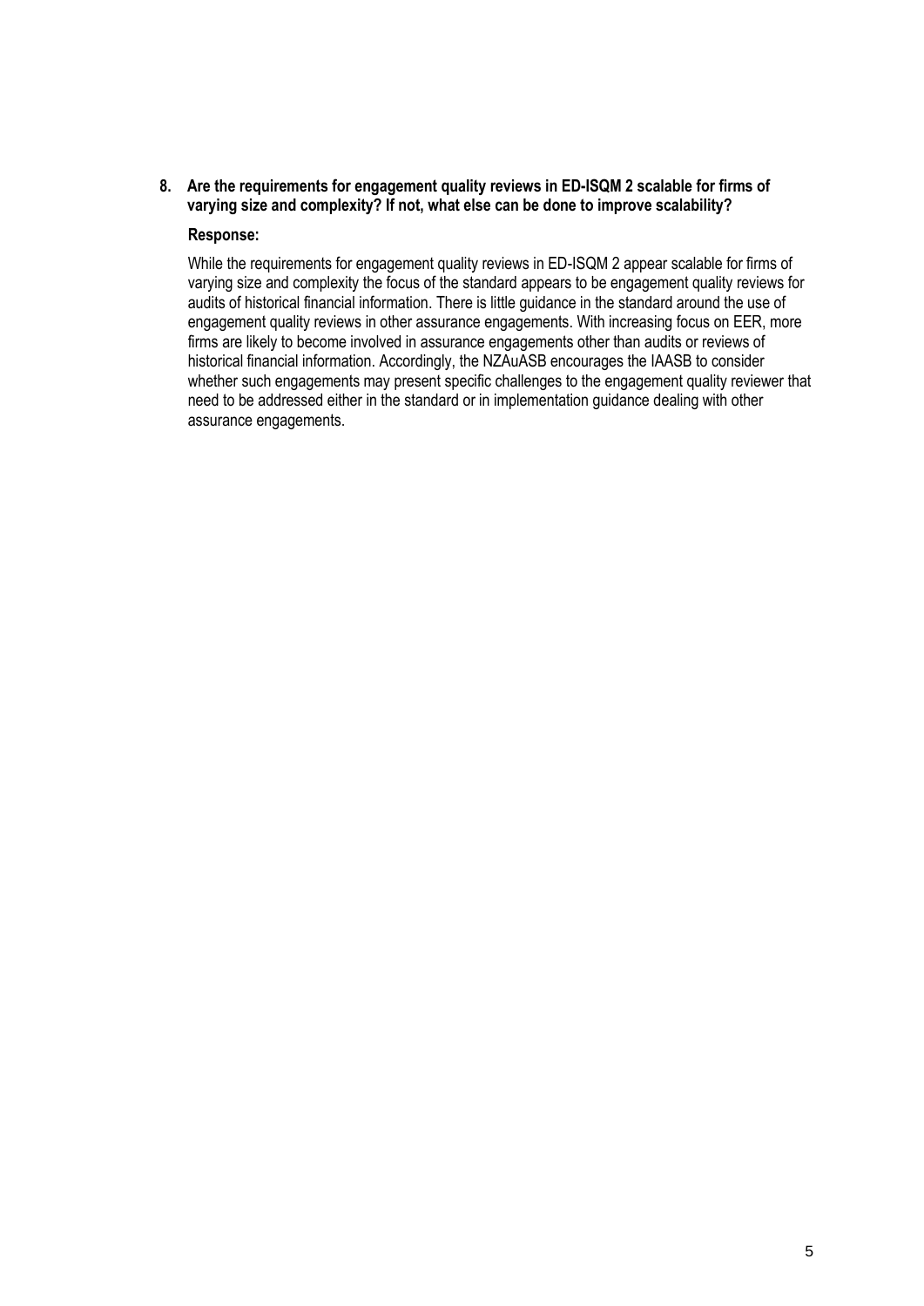**8. Are the requirements for engagement quality reviews in ED-ISQM 2 scalable for firms of varying size and complexity? If not, what else can be done to improve scalability?**

**Response:**

While the requirements for engagement quality reviews in ED-ISQM 2 appear scalable for firms of varying size and complexity the focus of the standard appears to be engagement quality reviews for audits of historical financial information. There is little guidance in the standard around the use of engagement quality reviews in other assurance engagements. With increasing focus on EER, more firms are likely to become involved in assurance engagements other than audits or reviews of historical financial information. Accordingly, the NZAuASB encourages the IAASB to consider whether such engagements may present specific challenges to the engagement quality reviewer that need to be addressed either in the standard or in implementation guidance dealing with other assurance engagements.